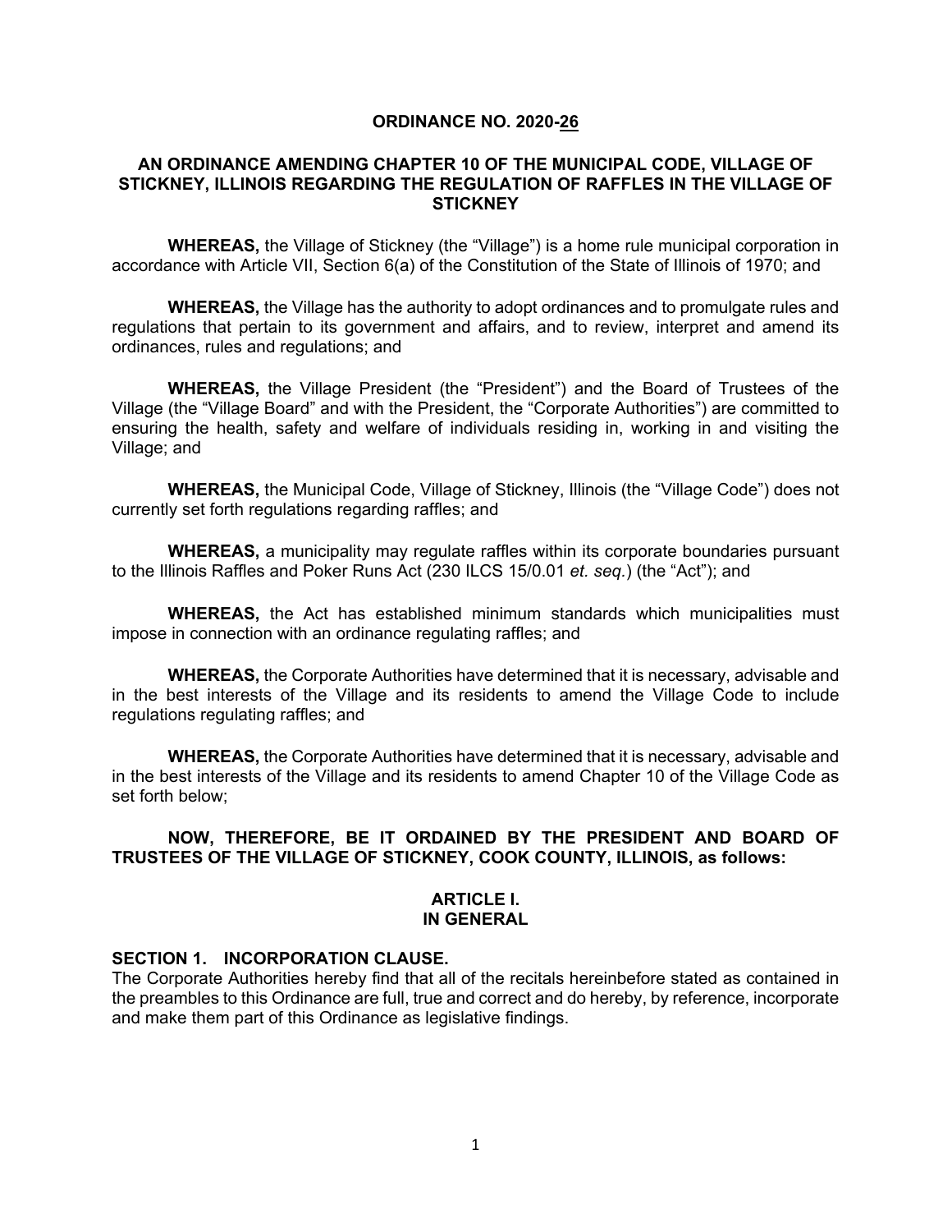# ORDINANCE NO. 2020-26

## AN ORDINANCE AMENDING CHAPTER 10 OF THE MUNICIPAL CODE, VILLAGE OF STICKNEY, ILLINOIS REGARDING THE REGULATION OF RAFFLES IN THE VILLAGE OF STICKNEY

**WHEREAS,** the Village of Stickney (the "Village") is a home rule municipal corporation in accordance with Article VII, Section 6(a) of the Constitution of the State of Illinois of 1970; and

**WHEREAS,** the Village has the authority to adopt ordinances and to promulgate rules and regulations that pertain to its government and affairs, and to review, interpret and amend its ordinances, rules and regulations; and

**WHEREAS,** the Village President (the "President") and the Board of Trustees of the Village (the "Village Board" and with the President, the "Corporate Authorities") are committed to ensuring the health, safety and welfare of individuals residing in, working in and visiting the Village; and

**WHEREAS,** the Municipal Code, Village of Stickney, Illinois (the "Village Code") does not currently set forth regulations regarding raffles; and

**WHEREAS,** a municipality may regulate raffles within its corporate boundaries pursuant to the Illinois Raffles and Poker Runs Act (230 ILCS 15/0.01 *et. seq.*) (the "Act"); and

**WHEREAS,** the Act has established minimum standards which municipalities must impose in connection with an ordinance regulating raffles; and

**WHEREAS,** the Corporate Authorities have determined that it is necessary, advisable and in the best interests of the Village and its residents to amend the Village Code to include regulations regulating raffles; and

**WHEREAS,** the Corporate Authorities have determined that it is necessary, advisable and in the best interests of the Village and its residents to amend Chapter 10 of the Village Code as set forth below;

**NOW, THEREFORE, BE IT ORDAINED BY THE PRESIDENT AND BOARD OF TRUSTEES OF THE VILLAGE OF STICKNEY, COOK COUNTY, ILLINOIS, as follows:**

## ARTICLE I.
## IN GENERAL

### SECTION 1. INCORPORATION CLAUSE.

The Corporate Authorities hereby find that all of the recitals hereinbefore stated as contained in the preambles to this Ordinance are full, true and correct and do hereby, by reference, incorporate and make them part of this Ordinance as legislative findings.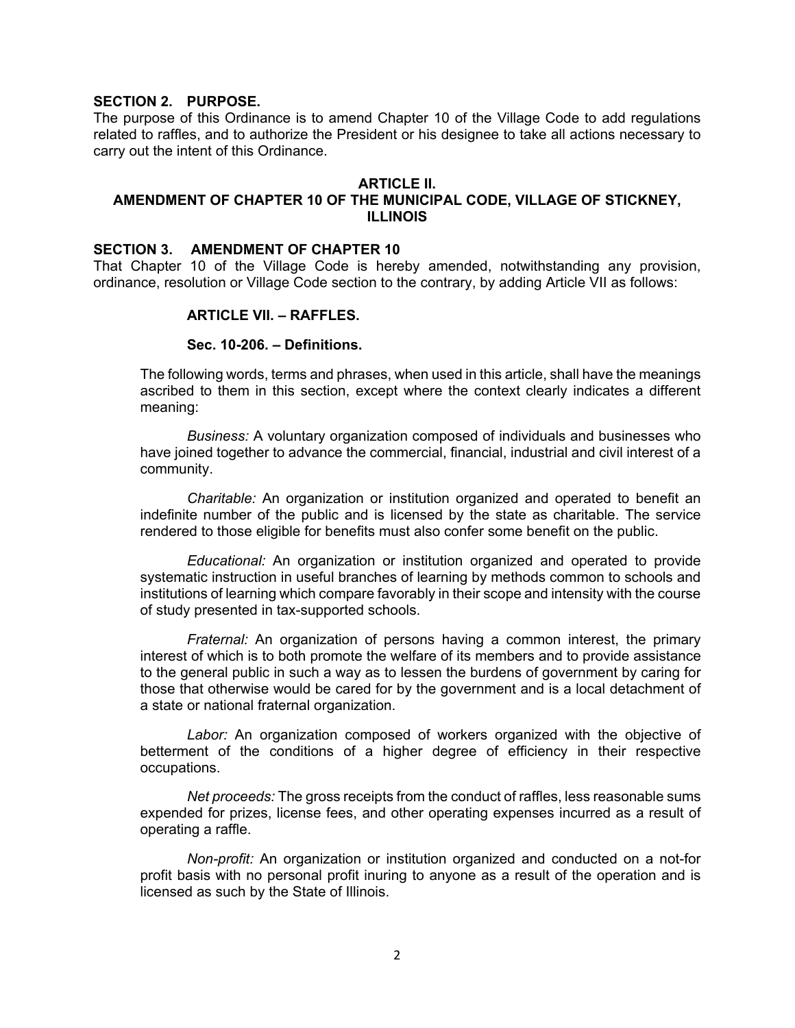**SECTION 2. PURPOSE.**

The purpose of this Ordinance is to amend Chapter 10 of the Village Code to add regulations related to raffles, and to authorize the President or his designee to take all actions necessary to carry out the intent of this Ordinance.

**ARTICLE II.**

**AMENDMENT OF CHAPTER 10 OF THE MUNICIPAL CODE, VILLAGE OF STICKNEY, ILLINOIS**

**SECTION 3. AMENDMENT OF CHAPTER 10**

That Chapter 10 of the Village Code is hereby amended, notwithstanding any provision, ordinance, resolution or Village Code section to the contrary, by adding Article VII as follows:

**ARTICLE VII. – RAFFLES.**

**Sec. 10-206. – Definitions.**

The following words, terms and phrases, when used in this article, shall have the meanings ascribed to them in this section, except where the context clearly indicates a different meaning:

*Business:* A voluntary organization composed of individuals and businesses who have joined together to advance the commercial, financial, industrial and civil interest of a community.

*Charitable:* An organization or institution organized and operated to benefit an indefinite number of the public and is licensed by the state as charitable. The service rendered to those eligible for benefits must also confer some benefit on the public.

*Educational:* An organization or institution organized and operated to provide systematic instruction in useful branches of learning by methods common to schools and institutions of learning which compare favorably in their scope and intensity with the course of study presented in tax-supported schools.

*Fraternal:* An organization of persons having a common interest, the primary interest of which is to both promote the welfare of its members and to provide assistance to the general public in such a way as to lessen the burdens of government by caring for those that otherwise would be cared for by the government and is a local detachment of a state or national fraternal organization.

*Labor:* An organization composed of workers organized with the objective of betterment of the conditions of a higher degree of efficiency in their respective occupations.

*Net proceeds:* The gross receipts from the conduct of raffles, less reasonable sums expended for prizes, license fees, and other operating expenses incurred as a result of operating a raffle.

*Non-profit:* An organization or institution organized and conducted on a not-for profit basis with no personal profit inuring to anyone as a result of the operation and is licensed as such by the State of Illinois.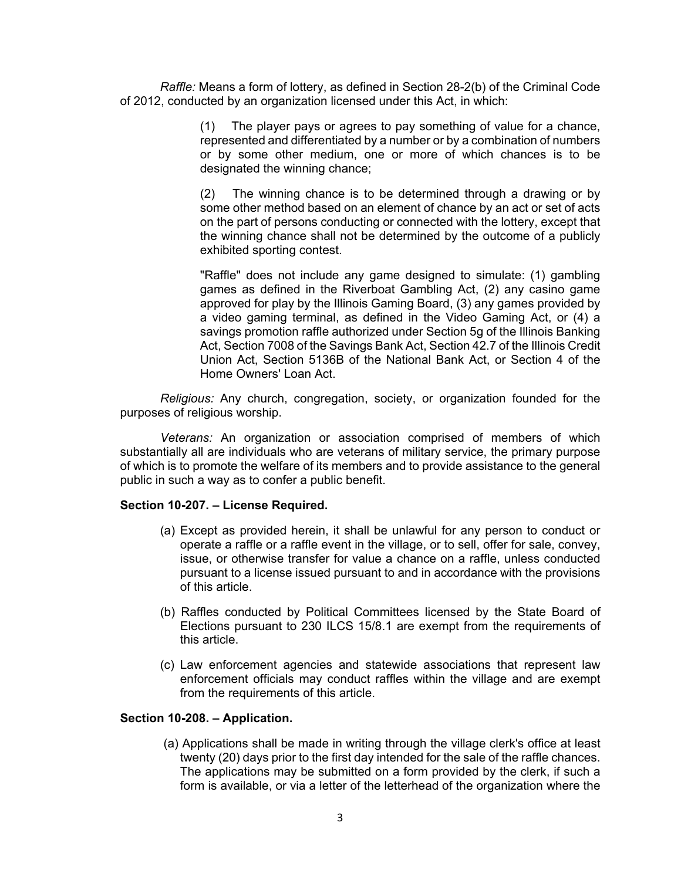*Raffle:* Means a form of lottery, as defined in Section 28-2(b) of the Criminal Code of 2012, conducted by an organization licensed under this Act, in which:

> (1) The player pays or agrees to pay something of value for a chance, represented and differentiated by a number or by a combination of numbers or by some other medium, one or more of which chances is to be designated the winning chance;
>
> (2) The winning chance is to be determined through a drawing or by some other method based on an element of chance by an act or set of acts on the part of persons conducting or connected with the lottery, except that the winning chance shall not be determined by the outcome of a publicly exhibited sporting contest.
>
> "Raffle" does not include any game designed to simulate: (1) gambling games as defined in the Riverboat Gambling Act, (2) any casino game approved for play by the Illinois Gaming Board, (3) any games provided by a video gaming terminal, as defined in the Video Gaming Act, or (4) a savings promotion raffle authorized under Section 5g of the Illinois Banking Act, Section 7008 of the Savings Bank Act, Section 42.7 of the Illinois Credit Union Act, Section 5136B of the National Bank Act, or Section 4 of the Home Owners' Loan Act.

*Religious:* Any church, congregation, society, or organization founded for the purposes of religious worship.

*Veterans:* An organization or association comprised of members of which substantially all are individuals who are veterans of military service, the primary purpose of which is to promote the welfare of its members and to provide assistance to the general public in such a way as to confer a public benefit.

**Section 10-207. – License Required.**

(a) Except as provided herein, it shall be unlawful for any person to conduct or operate a raffle or a raffle event in the village, or to sell, offer for sale, convey, issue, or otherwise transfer for value a chance on a raffle, unless conducted pursuant to a license issued pursuant to and in accordance with the provisions of this article.

(b) Raffles conducted by Political Committees licensed by the State Board of Elections pursuant to 230 ILCS 15/8.1 are exempt from the requirements of this article.

(c) Law enforcement agencies and statewide associations that represent law enforcement officials may conduct raffles within the village and are exempt from the requirements of this article.

**Section 10-208. – Application.**

(a) Applications shall be made in writing through the village clerk's office at least twenty (20) days prior to the first day intended for the sale of the raffle chances. The applications may be submitted on a form provided by the clerk, if such a form is available, or via a letter of the letterhead of the organization where the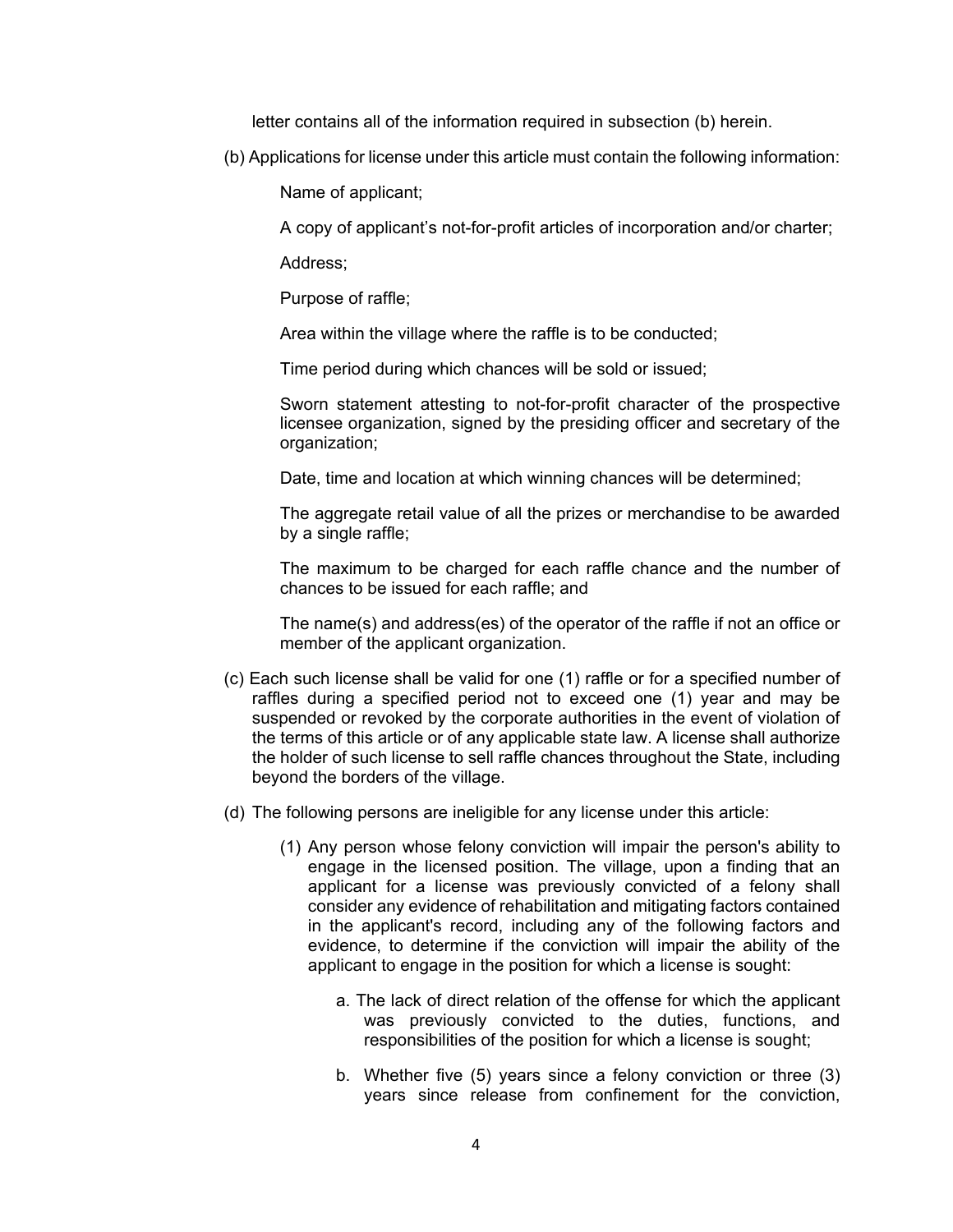letter contains all of the information required in subsection (b) herein.

(b) Applications for license under this article must contain the following information:

Name of applicant;

A copy of applicant's not-for-profit articles of incorporation and/or charter;

Address;

Purpose of raffle;

Area within the village where the raffle is to be conducted;

Time period during which chances will be sold or issued;

Sworn statement attesting to not-for-profit character of the prospective licensee organization, signed by the presiding officer and secretary of the organization;

Date, time and location at which winning chances will be determined;

The aggregate retail value of all the prizes or merchandise to be awarded by a single raffle;

The maximum to be charged for each raffle chance and the number of chances to be issued for each raffle; and

The name(s) and address(es) of the operator of the raffle if not an office or member of the applicant organization.

(c) Each such license shall be valid for one (1) raffle or for a specified number of raffles during a specified period not to exceed one (1) year and may be suspended or revoked by the corporate authorities in the event of violation of the terms of this article or of any applicable state law. A license shall authorize the holder of such license to sell raffle chances throughout the State, including beyond the borders of the village.

(d) The following persons are ineligible for any license under this article:

(1) Any person whose felony conviction will impair the person's ability to engage in the licensed position. The village, upon a finding that an applicant for a license was previously convicted of a felony shall consider any evidence of rehabilitation and mitigating factors contained in the applicant's record, including any of the following factors and evidence, to determine if the conviction will impair the ability of the applicant to engage in the position for which a license is sought:

a. The lack of direct relation of the offense for which the applicant was previously convicted to the duties, functions, and responsibilities of the position for which a license is sought;

b. Whether five (5) years since a felony conviction or three (3) years since release from confinement for the conviction,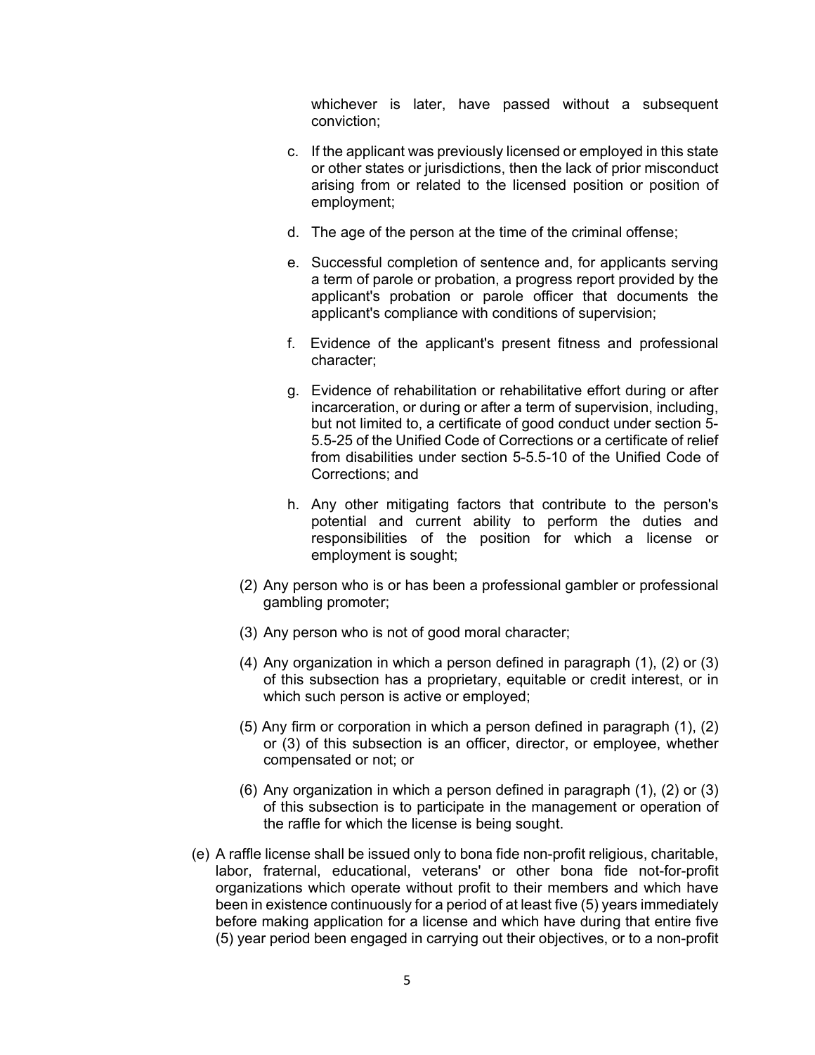whichever is later, have passed without a subsequent conviction;

c. If the applicant was previously licensed or employed in this state or other states or jurisdictions, then the lack of prior misconduct arising from or related to the licensed position or position of employment;

d. The age of the person at the time of the criminal offense;

e. Successful completion of sentence and, for applicants serving a term of parole or probation, a progress report provided by the applicant's probation or parole officer that documents the applicant's compliance with conditions of supervision;

f. Evidence of the applicant's present fitness and professional character;

g. Evidence of rehabilitation or rehabilitative effort during or after incarceration, or during or after a term of supervision, including, but not limited to, a certificate of good conduct under section 5-5.5-25 of the Unified Code of Corrections or a certificate of relief from disabilities under section 5-5.5-10 of the Unified Code of Corrections; and

h. Any other mitigating factors that contribute to the person's potential and current ability to perform the duties and responsibilities of the position for which a license or employment is sought;

(2) Any person who is or has been a professional gambler or professional gambling promoter;

(3) Any person who is not of good moral character;

(4) Any organization in which a person defined in paragraph (1), (2) or (3) of this subsection has a proprietary, equitable or credit interest, or in which such person is active or employed;

(5) Any firm or corporation in which a person defined in paragraph (1), (2) or (3) of this subsection is an officer, director, or employee, whether compensated or not; or

(6) Any organization in which a person defined in paragraph (1), (2) or (3) of this subsection is to participate in the management or operation of the raffle for which the license is being sought.

(e) A raffle license shall be issued only to bona fide non-profit religious, charitable, labor, fraternal, educational, veterans' or other bona fide not-for-profit organizations which operate without profit to their members and which have been in existence continuously for a period of at least five (5) years immediately before making application for a license and which have during that entire five (5) year period been engaged in carrying out their objectives, or to a non-profit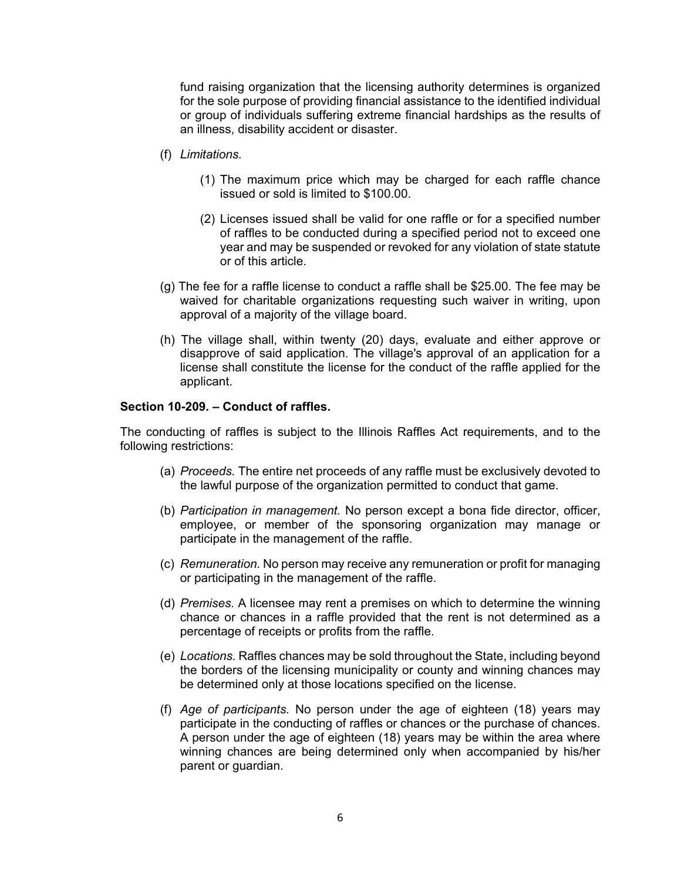fund raising organization that the licensing authority determines is organized for the sole purpose of providing financial assistance to the identified individual or group of individuals suffering extreme financial hardships as the results of an illness, disability accident or disaster.

(f) *Limitations.*

(1) The maximum price which may be charged for each raffle chance issued or sold is limited to $100.00.

(2) Licenses issued shall be valid for one raffle or for a specified number of raffles to be conducted during a specified period not to exceed one year and may be suspended or revoked for any violation of state statute or of this article.

(g) The fee for a raffle license to conduct a raffle shall be $25.00. The fee may be waived for charitable organizations requesting such waiver in writing, upon approval of a majority of the village board.

(h) The village shall, within twenty (20) days, evaluate and either approve or disapprove of said application. The village's approval of an application for a license shall constitute the license for the conduct of the raffle applied for the applicant.

**Section 10-209. – Conduct of raffles.**

The conducting of raffles is subject to the Illinois Raffles Act requirements, and to the following restrictions:

(a) *Proceeds.* The entire net proceeds of any raffle must be exclusively devoted to the lawful purpose of the organization permitted to conduct that game.

(b) *Participation in management.* No person except a bona fide director, officer, employee, or member of the sponsoring organization may manage or participate in the management of the raffle.

(c) *Remuneration.* No person may receive any remuneration or profit for managing or participating in the management of the raffle.

(d) *Premises.* A licensee may rent a premises on which to determine the winning chance or chances in a raffle provided that the rent is not determined as a percentage of receipts or profits from the raffle.

(e) *Locations.* Raffles chances may be sold throughout the State, including beyond the borders of the licensing municipality or county and winning chances may be determined only at those locations specified on the license.

(f) *Age of participants.* No person under the age of eighteen (18) years may participate in the conducting of raffles or chances or the purchase of chances. A person under the age of eighteen (18) years may be within the area where winning chances are being determined only when accompanied by his/her parent or guardian.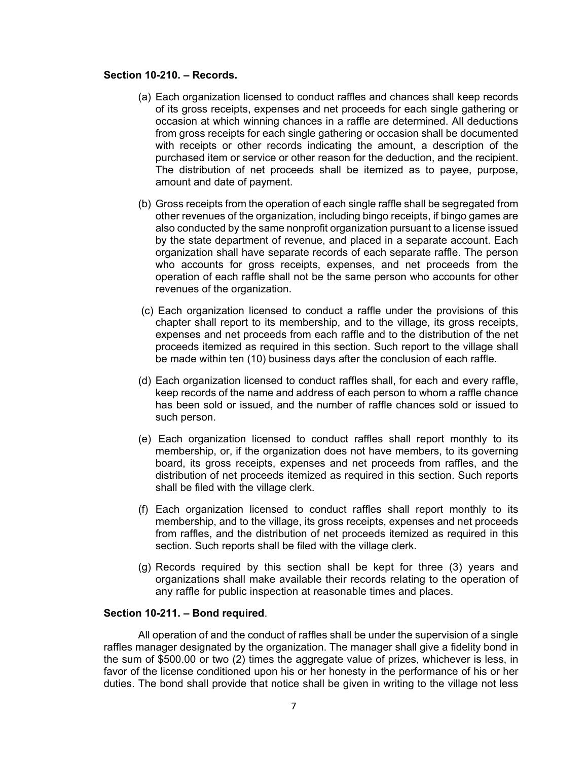**Section 10-210. – Records.**

(a) Each organization licensed to conduct raffles and chances shall keep records of its gross receipts, expenses and net proceeds for each single gathering or occasion at which winning chances in a raffle are determined. All deductions from gross receipts for each single gathering or occasion shall be documented with receipts or other records indicating the amount, a description of the purchased item or service or other reason for the deduction, and the recipient. The distribution of net proceeds shall be itemized as to payee, purpose, amount and date of payment.

(b) Gross receipts from the operation of each single raffle shall be segregated from other revenues of the organization, including bingo receipts, if bingo games are also conducted by the same nonprofit organization pursuant to a license issued by the state department of revenue, and placed in a separate account. Each organization shall have separate records of each separate raffle. The person who accounts for gross receipts, expenses, and net proceeds from the operation of each raffle shall not be the same person who accounts for other revenues of the organization.

(c) Each organization licensed to conduct a raffle under the provisions of this chapter shall report to its membership, and to the village, its gross receipts, expenses and net proceeds from each raffle and to the distribution of the net proceeds itemized as required in this section. Such report to the village shall be made within ten (10) business days after the conclusion of each raffle.

(d) Each organization licensed to conduct raffles shall, for each and every raffle, keep records of the name and address of each person to whom a raffle chance has been sold or issued, and the number of raffle chances sold or issued to such person.

(e) Each organization licensed to conduct raffles shall report monthly to its membership, or, if the organization does not have members, to its governing board, its gross receipts, expenses and net proceeds from raffles, and the distribution of net proceeds itemized as required in this section. Such reports shall be filed with the village clerk.

(f) Each organization licensed to conduct raffles shall report monthly to its membership, and to the village, its gross receipts, expenses and net proceeds from raffles, and the distribution of net proceeds itemized as required in this section. Such reports shall be filed with the village clerk.

(g) Records required by this section shall be kept for three (3) years and organizations shall make available their records relating to the operation of any raffle for public inspection at reasonable times and places.

**Section 10-211. – Bond required**.

All operation of and the conduct of raffles shall be under the supervision of a single raffles manager designated by the organization. The manager shall give a fidelity bond in the sum of $500.00 or two (2) times the aggregate value of prizes, whichever is less, in favor of the license conditioned upon his or her honesty in the performance of his or her duties. The bond shall provide that notice shall be given in writing to the village not less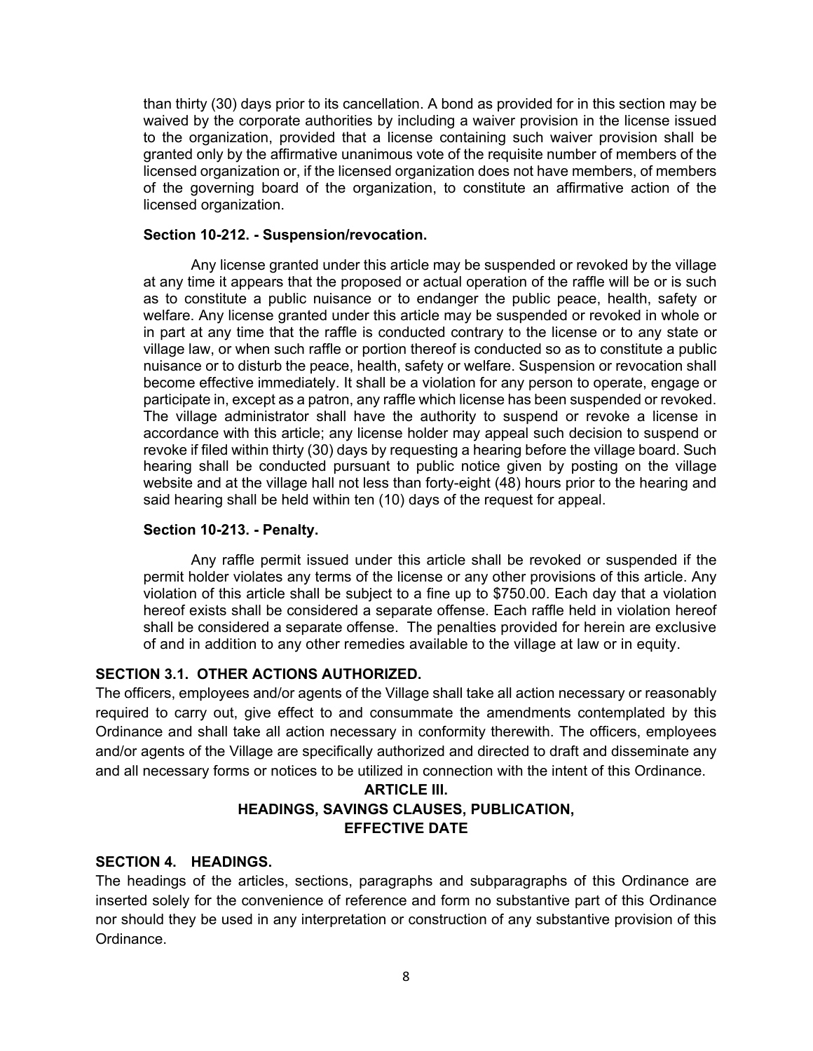than thirty (30) days prior to its cancellation. A bond as provided for in this section may be waived by the corporate authorities by including a waiver provision in the license issued to the organization, provided that a license containing such waiver provision shall be granted only by the affirmative unanimous vote of the requisite number of members of the licensed organization or, if the licensed organization does not have members, of members of the governing board of the organization, to constitute an affirmative action of the licensed organization.

**Section 10-212. - Suspension/revocation.**

Any license granted under this article may be suspended or revoked by the village at any time it appears that the proposed or actual operation of the raffle will be or is such as to constitute a public nuisance or to endanger the public peace, health, safety or welfare. Any license granted under this article may be suspended or revoked in whole or in part at any time that the raffle is conducted contrary to the license or to any state or village law, or when such raffle or portion thereof is conducted so as to constitute a public nuisance or to disturb the peace, health, safety or welfare. Suspension or revocation shall become effective immediately. It shall be a violation for any person to operate, engage or participate in, except as a patron, any raffle which license has been suspended or revoked. The village administrator shall have the authority to suspend or revoke a license in accordance with this article; any license holder may appeal such decision to suspend or revoke if filed within thirty (30) days by requesting a hearing before the village board. Such hearing shall be conducted pursuant to public notice given by posting on the village website and at the village hall not less than forty-eight (48) hours prior to the hearing and said hearing shall be held within ten (10) days of the request for appeal.

**Section 10-213. - Penalty.**

Any raffle permit issued under this article shall be revoked or suspended if the permit holder violates any terms of the license or any other provisions of this article. Any violation of this article shall be subject to a fine up to $750.00. Each day that a violation hereof exists shall be considered a separate offense. Each raffle held in violation hereof shall be considered a separate offense. The penalties provided for herein are exclusive of and in addition to any other remedies available to the village at law or in equity.

**SECTION 3.1. OTHER ACTIONS AUTHORIZED.**

The officers, employees and/or agents of the Village shall take all action necessary or reasonably required to carry out, give effect to and consummate the amendments contemplated by this Ordinance and shall take all action necessary in conformity therewith. The officers, employees and/or agents of the Village are specifically authorized and directed to draft and disseminate any and all necessary forms or notices to be utilized in connection with the intent of this Ordinance.

## ARTICLE III. HEADINGS, SAVINGS CLAUSES, PUBLICATION, EFFECTIVE DATE

**SECTION 4. HEADINGS.**

The headings of the articles, sections, paragraphs and subparagraphs of this Ordinance are inserted solely for the convenience of reference and form no substantive part of this Ordinance nor should they be used in any interpretation or construction of any substantive provision of this Ordinance.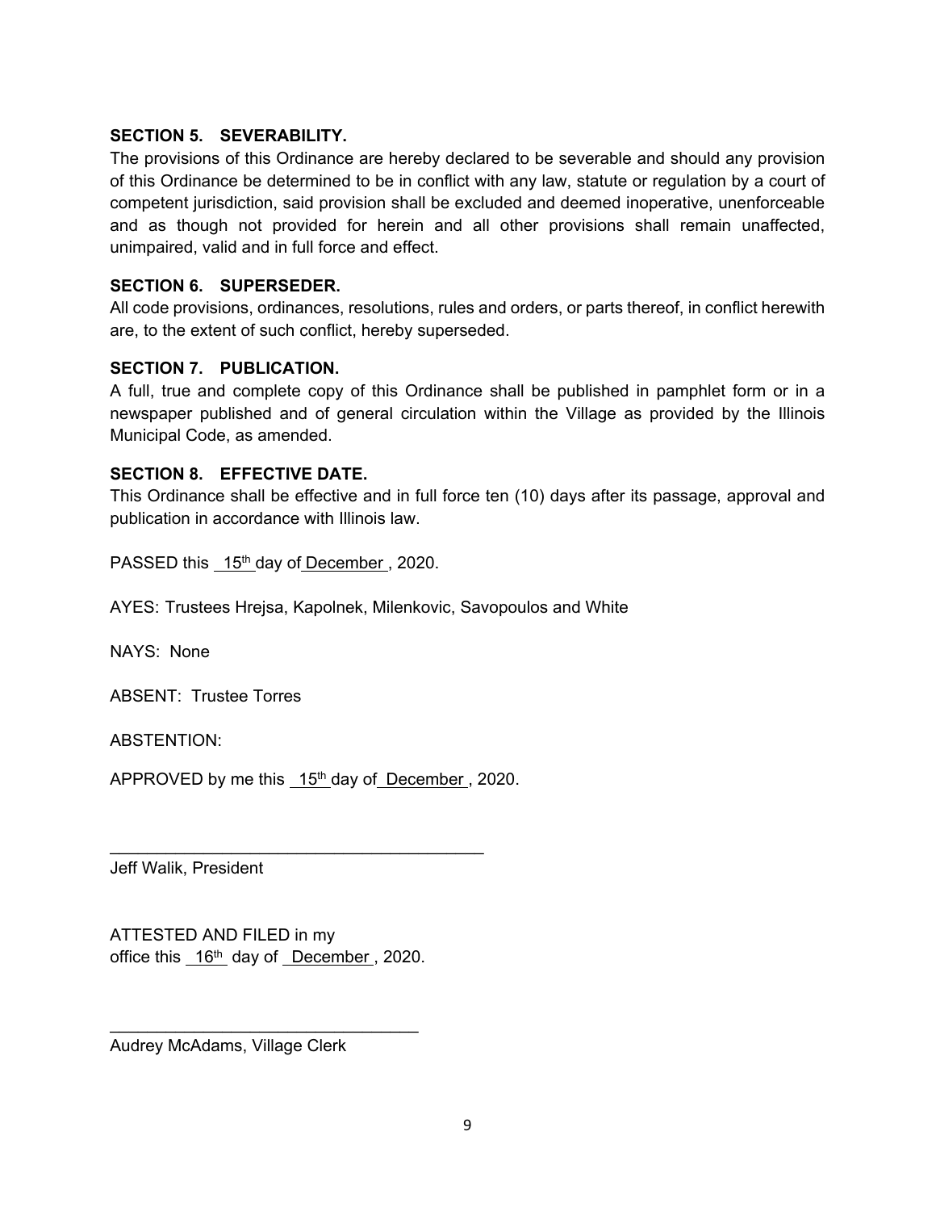**SECTION 5. SEVERABILITY.**
The provisions of this Ordinance are hereby declared to be severable and should any provision of this Ordinance be determined to be in conflict with any law, statute or regulation by a court of competent jurisdiction, said provision shall be excluded and deemed inoperative, unenforceable and as though not provided for herein and all other provisions shall remain unaffected, unimpaired, valid and in full force and effect.

**SECTION 6. SUPERSEDER.**
All code provisions, ordinances, resolutions, rules and orders, or parts thereof, in conflict herewith are, to the extent of such conflict, hereby superseded.

**SECTION 7. PUBLICATION.**
A full, true and complete copy of this Ordinance shall be published in pamphlet form or in a newspaper published and of general circulation within the Village as provided by the Illinois Municipal Code, as amended.

**SECTION 8. EFFECTIVE DATE.**
This Ordinance shall be effective and in full force ten (10) days after its passage, approval and publication in accordance with Illinois law.

PASSED this 15th day of December, 2020.

AYES: Trustees Hrejsa, Kapolnek, Milenkovic, Savopoulos and White

NAYS: None

ABSENT: Trustee Torres

ABSTENTION:

APPROVED by me this 15th day of December, 2020.

\_\_\_\_\_\_\_\_\_\_\_\_\_\_\_\_\_\_\_\_\_\_\_\_\_\_\_\_\_\_\_\_\_\_\_\_\_\_
Jeff Walik, President

ATTESTED AND FILED in my
office this 16th day of December, 2020.

\_\_\_\_\_\_\_\_\_\_\_\_\_\_\_\_\_\_\_\_\_\_\_\_\_\_\_\_\_\_\_\_\_\_\_\_\_\_
Audrey McAdams, Village Clerk